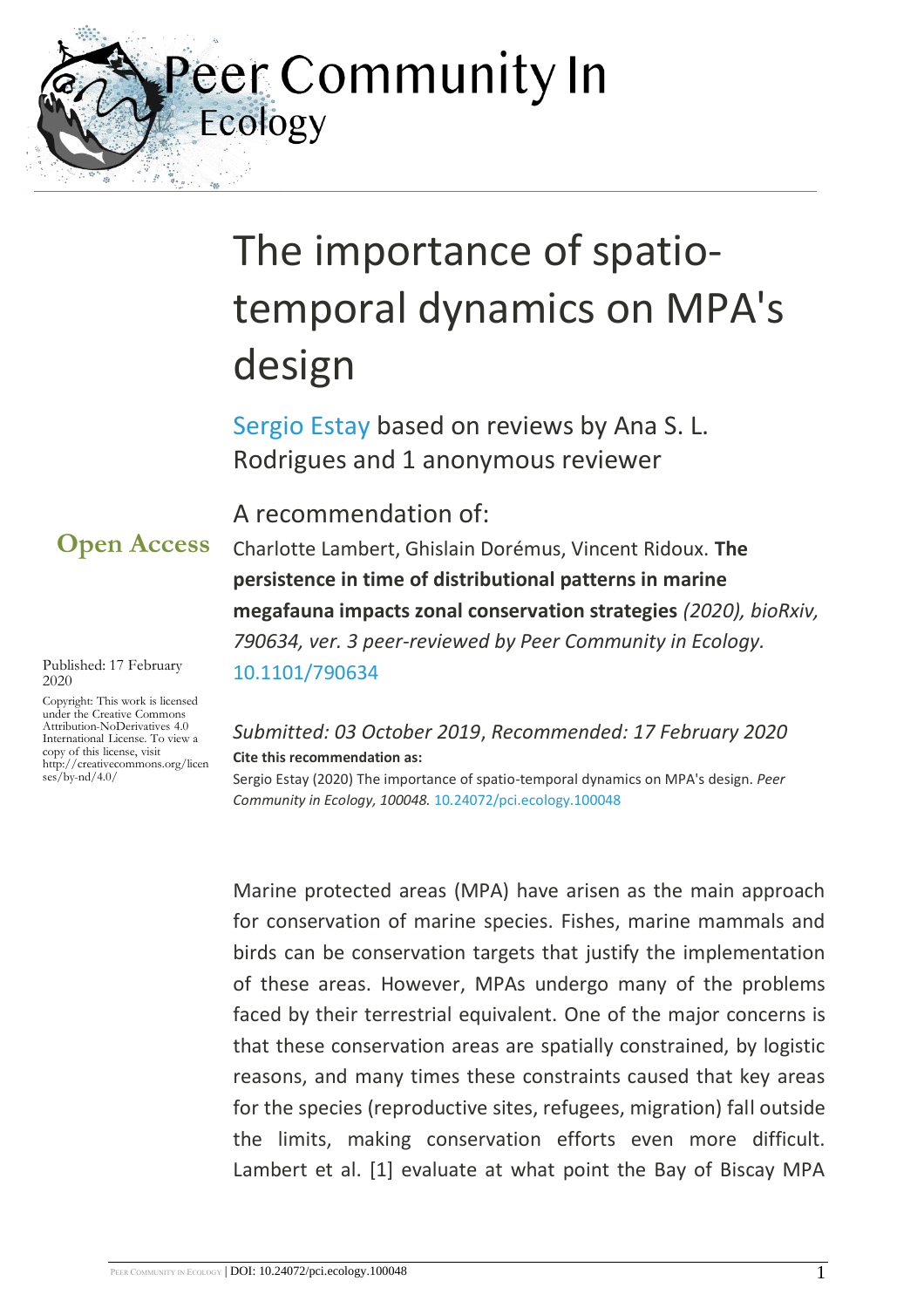# Peer Community In Ecology

# The importance of spatio-temporal dynamics on MPA's design

Sergio Estay based on reviews by Ana S. L. Rodrigues and 1 anonymous reviewer

**Open Access**

Published: 17 February 2020

Copyright: This work is licensed under the Creative Commons Attribution-NoDerivatives 4.0 International License. To view a copy of this license, visit http://creativecommons.org/licenses/by-nd/4.0/

## A recommendation of:

Charlotte Lambert, Ghislain Dorémus, Vincent Ridoux. **The persistence in time of distributional patterns in marine megafauna impacts zonal conservation strategies** *(2020), bioRxiv, 790634, ver. 3 peer-reviewed by Peer Community in Ecology.* 10.1101/790634

*Submitted: 03 October 2019*, *Recommended: 17 February 2020*

**Cite this recommendation as:**

Sergio Estay (2020) The importance of spatio-temporal dynamics on MPA's design. *Peer Community in Ecology, 100048.* 10.24072/pci.ecology.100048

Marine protected areas (MPA) have arisen as the main approach for conservation of marine species. Fishes, marine mammals and birds can be conservation targets that justify the implementation of these areas. However, MPAs undergo many of the problems faced by their terrestrial equivalent. One of the major concerns is that these conservation areas are spatially constrained, by logistic reasons, and many times these constraints caused that key areas for the species (reproductive sites, refugees, migration) fall outside the limits, making conservation efforts even more difficult. Lambert et al. [1] evaluate at what point the Bay of Biscay MPA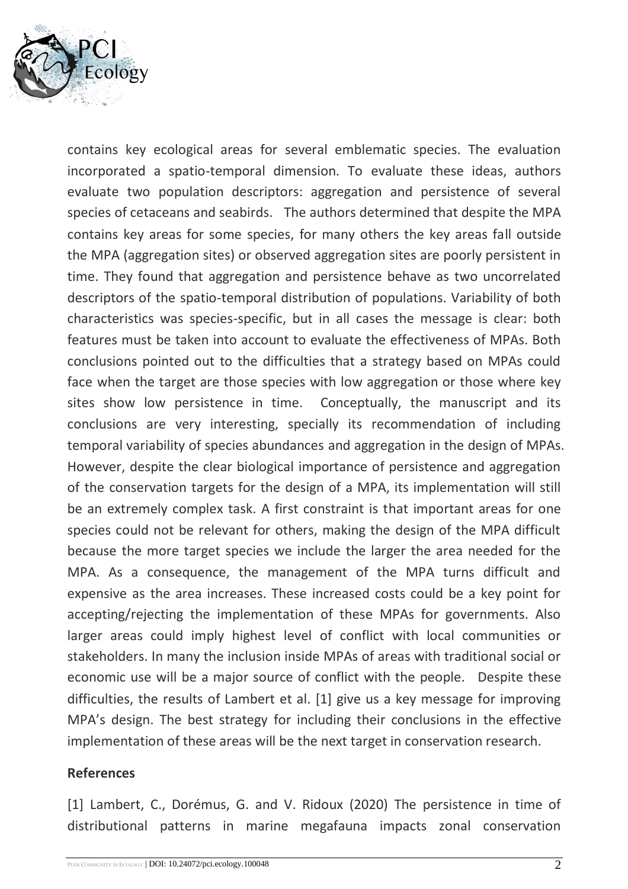contains key ecological areas for several emblematic species. The evaluation incorporated a spatio-temporal dimension. To evaluate these ideas, authors evaluate two population descriptors: aggregation and persistence of several species of cetaceans and seabirds. The authors determined that despite the MPA contains key areas for some species, for many others the key areas fall outside the MPA (aggregation sites) or observed aggregation sites are poorly persistent in time. They found that aggregation and persistence behave as two uncorrelated descriptors of the spatio-temporal distribution of populations. Variability of both characteristics was species-specific, but in all cases the message is clear: both features must be taken into account to evaluate the effectiveness of MPAs. Both conclusions pointed out to the difficulties that a strategy based on MPAs could face when the target are those species with low aggregation or those where key sites show low persistence in time. Conceptually, the manuscript and its conclusions are very interesting, specially its recommendation of including temporal variability of species abundances and aggregation in the design of MPAs. However, despite the clear biological importance of persistence and aggregation of the conservation targets for the design of a MPA, its implementation will still be an extremely complex task. A first constraint is that important areas for one species could not be relevant for others, making the design of the MPA difficult because the more target species we include the larger the area needed for the MPA. As a consequence, the management of the MPA turns difficult and expensive as the area increases. These increased costs could be a key point for accepting/rejecting the implementation of these MPAs for governments. Also larger areas could imply highest level of conflict with local communities or stakeholders. In many the inclusion inside MPAs of areas with traditional social or economic use will be a major source of conflict with the people. Despite these difficulties, the results of Lambert et al. [1] give us a key message for improving MPA's design. The best strategy for including their conclusions in the effective implementation of these areas will be the next target in conservation research.

**References**

[1] Lambert, C., Dorémus, G. and V. Ridoux (2020) The persistence in time of distributional patterns in marine megafauna impacts zonal conservation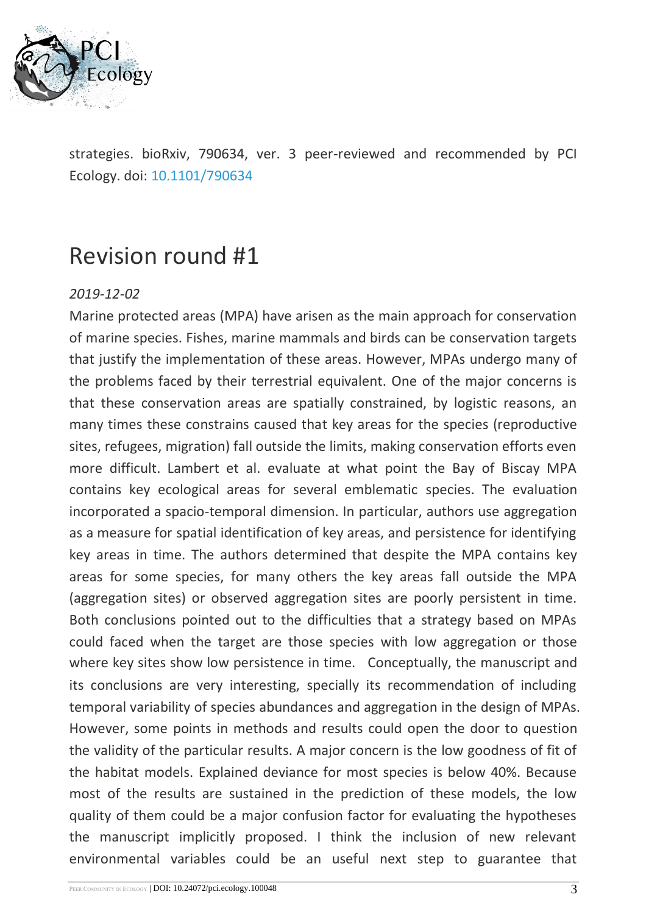strategies. bioRxiv, 790634, ver. 3 peer-reviewed and recommended by PCI Ecology. doi: 10.1101/790634

# Revision round #1

*2019-12-02*

Marine protected areas (MPA) have arisen as the main approach for conservation of marine species. Fishes, marine mammals and birds can be conservation targets that justify the implementation of these areas. However, MPAs undergo many of the problems faced by their terrestrial equivalent. One of the major concerns is that these conservation areas are spatially constrained, by logistic reasons, an many times these constrains caused that key areas for the species (reproductive sites, refugees, migration) fall outside the limits, making conservation efforts even more difficult. Lambert et al. evaluate at what point the Bay of Biscay MPA contains key ecological areas for several emblematic species. The evaluation incorporated a spacio-temporal dimension. In particular, authors use aggregation as a measure for spatial identification of key areas, and persistence for identifying key areas in time. The authors determined that despite the MPA contains key areas for some species, for many others the key areas fall outside the MPA (aggregation sites) or observed aggregation sites are poorly persistent in time. Both conclusions pointed out to the difficulties that a strategy based on MPAs could faced when the target are those species with low aggregation or those where key sites show low persistence in time. Conceptually, the manuscript and its conclusions are very interesting, specially its recommendation of including temporal variability of species abundances and aggregation in the design of MPAs. However, some points in methods and results could open the door to question the validity of the particular results. A major concern is the low goodness of fit of the habitat models. Explained deviance for most species is below 40%. Because most of the results are sustained in the prediction of these models, the low quality of them could be a major confusion factor for evaluating the hypotheses the manuscript implicitly proposed. I think the inclusion of new relevant environmental variables could be an useful next step to guarantee that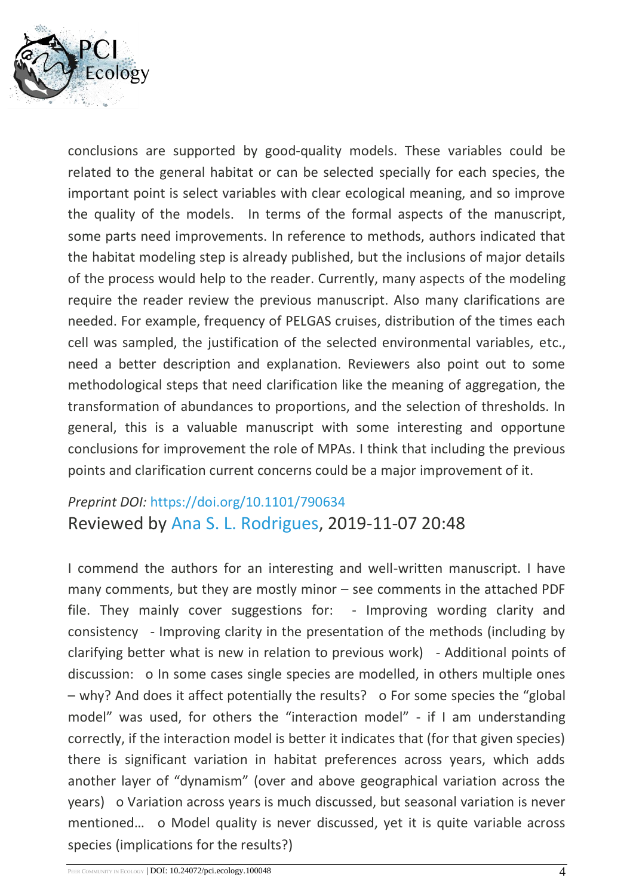conclusions are supported by good-quality models. These variables could be related to the general habitat or can be selected specially for each species, the important point is select variables with clear ecological meaning, and so improve the quality of the models. In terms of the formal aspects of the manuscript, some parts need improvements. In reference to methods, authors indicated that the habitat modeling step is already published, but the inclusions of major details of the process would help to the reader. Currently, many aspects of the modeling require the reader review the previous manuscript. Also many clarifications are needed. For example, frequency of PELGAS cruises, distribution of the times each cell was sampled, the justification of the selected environmental variables, etc., need a better description and explanation. Reviewers also point out to some methodological steps that need clarification like the meaning of aggregation, the transformation of abundances to proportions, and the selection of thresholds. In general, this is a valuable manuscript with some interesting and opportune conclusions for improvement the role of MPAs. I think that including the previous points and clarification current concerns could be a major improvement of it.

*Preprint DOI:* https://doi.org/10.1101/790634

Reviewed by Ana S. L. Rodrigues, 2019-11-07 20:48

I commend the authors for an interesting and well-written manuscript. I have many comments, but they are mostly minor – see comments in the attached PDF file. They mainly cover suggestions for: - Improving wording clarity and consistency - Improving clarity in the presentation of the methods (including by clarifying better what is new in relation to previous work) - Additional points of discussion: o In some cases single species are modelled, in others multiple ones – why? And does it affect potentially the results? o For some species the "global model" was used, for others the "interaction model" - if I am understanding correctly, if the interaction model is better it indicates that (for that given species) there is significant variation in habitat preferences across years, which adds another layer of "dynamism" (over and above geographical variation across the years) o Variation across years is much discussed, but seasonal variation is never mentioned… o Model quality is never discussed, yet it is quite variable across species (implications for the results?)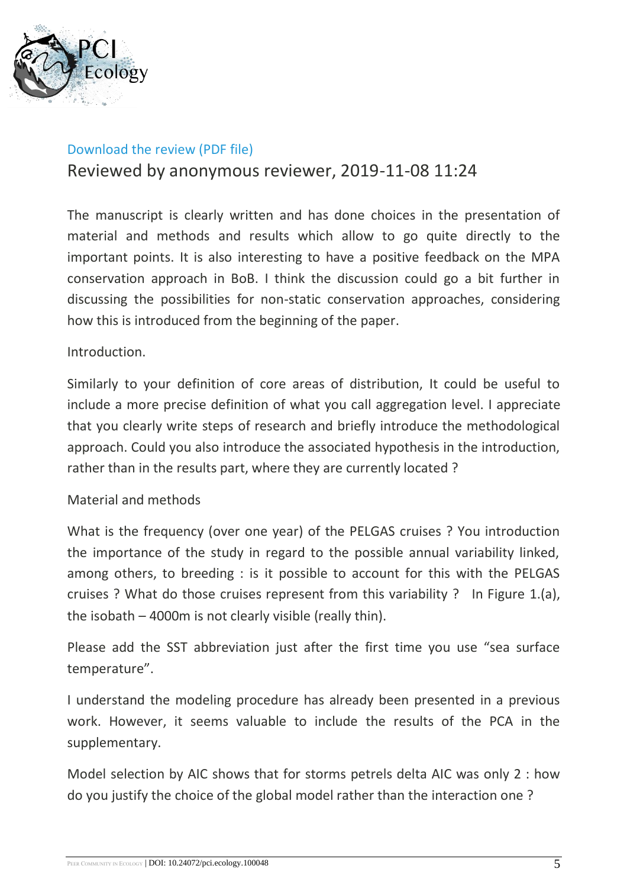Download the review (PDF file)

## Reviewed by anonymous reviewer, 2019-11-08 11:24

The manuscript is clearly written and has done choices in the presentation of material and methods and results which allow to go quite directly to the important points. It is also interesting to have a positive feedback on the MPA conservation approach in BoB. I think the discussion could go a bit further in discussing the possibilities for non-static conservation approaches, considering how this is introduced from the beginning of the paper.

Introduction.

Similarly to your definition of core areas of distribution, It could be useful to include a more precise definition of what you call aggregation level. I appreciate that you clearly write steps of research and briefly introduce the methodological approach. Could you also introduce the associated hypothesis in the introduction, rather than in the results part, where they are currently located ?

Material and methods

What is the frequency (over one year) of the PELGAS cruises ? You introduction the importance of the study in regard to the possible annual variability linked, among others, to breeding : is it possible to account for this with the PELGAS cruises ? What do those cruises represent from this variability ? In Figure 1.(a), the isobath – 4000m is not clearly visible (really thin).

Please add the SST abbreviation just after the first time you use "sea surface temperature".

I understand the modeling procedure has already been presented in a previous work. However, it seems valuable to include the results of the PCA in the supplementary.

Model selection by AIC shows that for storms petrels delta AIC was only 2 : how do you justify the choice of the global model rather than the interaction one ?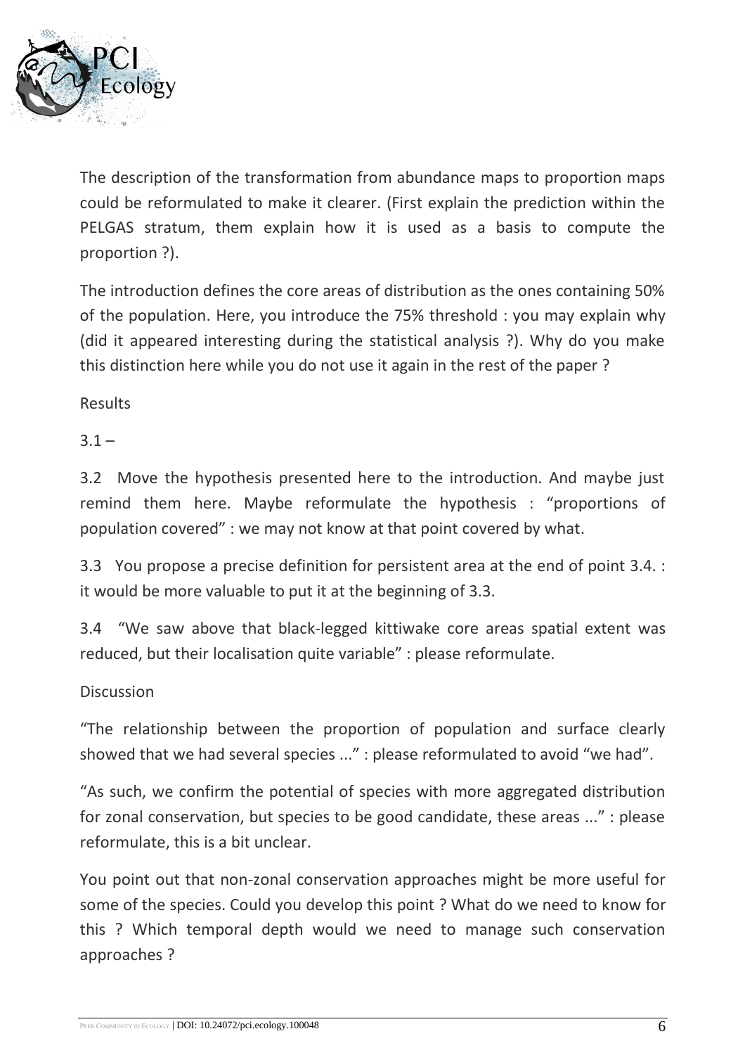The description of the transformation from abundance maps to proportion maps could be reformulated to make it clearer. (First explain the prediction within the PELGAS stratum, them explain how it is used as a basis to compute the proportion ?).

The introduction defines the core areas of distribution as the ones containing 50% of the population. Here, you introduce the 75% threshold : you may explain why (did it appeared interesting during the statistical analysis ?). Why do you make this distinction here while you do not use it again in the rest of the paper ?

Results

3.1 –

3.2 Move the hypothesis presented here to the introduction. And maybe just remind them here. Maybe reformulate the hypothesis : “proportions of population covered” : we may not know at that point covered by what.

3.3 You propose a precise definition for persistent area at the end of point 3.4. : it would be more valuable to put it at the beginning of 3.3.

3.4 “We saw above that black-legged kittiwake core areas spatial extent was reduced, but their localisation quite variable” : please reformulate.

Discussion

“The relationship between the proportion of population and surface clearly showed that we had several species ...” : please reformulated to avoid “we had”.

“As such, we confirm the potential of species with more aggregated distribution for zonal conservation, but species to be good candidate, these areas ...” : please reformulate, this is a bit unclear.

You point out that non-zonal conservation approaches might be more useful for some of the species. Could you develop this point ? What do we need to know for this ? Which temporal depth would we need to manage such conservation approaches ?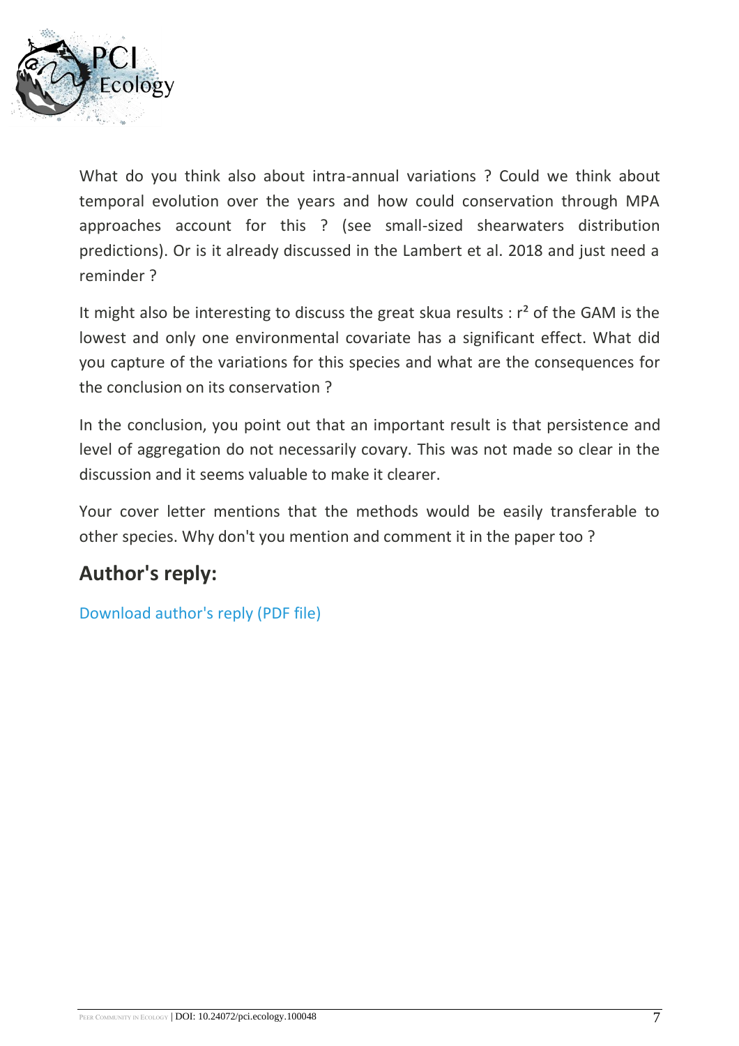What do you think also about intra-annual variations ? Could we think about temporal evolution over the years and how could conservation through MPA approaches account for this ? (see small-sized shearwaters distribution predictions). Or is it already discussed in the Lambert et al. 2018 and just need a reminder ?

It might also be interesting to discuss the great skua results : $r^2$ of the GAM is the lowest and only one environmental covariate has a significant effect. What did you capture of the variations for this species and what are the consequences for the conclusion on its conservation ?

In the conclusion, you point out that an important result is that persistence and level of aggregation do not necessarily covary. This was not made so clear in the discussion and it seems valuable to make it clearer.

Your cover letter mentions that the methods would be easily transferable to other species. Why don't you mention and comment it in the paper too ?

## Author's reply:

Download author's reply (PDF file)